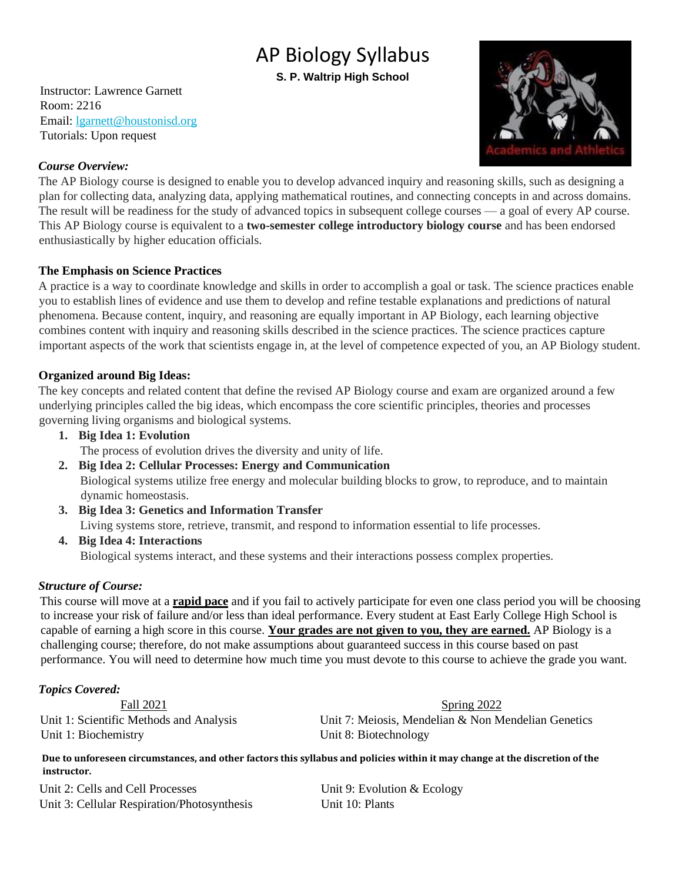# AP Biology Syllabus

**S. P. Waltrip High School**

Instructor: Lawrence Garnett
Room: 2216
Email: lgarnett@houstonisd.org
Tutorials: Upon request

***Course Overview:***

The AP Biology course is designed to enable you to develop advanced inquiry and reasoning skills, such as designing a plan for collecting data, analyzing data, applying mathematical routines, and connecting concepts in and across domains. The result will be readiness for the study of advanced topics in subsequent college courses — a goal of every AP course. This AP Biology course is equivalent to a **two-semester college introductory biology course** and has been endorsed enthusiastically by higher education officials.

**The Emphasis on Science Practices**

A practice is a way to coordinate knowledge and skills in order to accomplish a goal or task. The science practices enable you to establish lines of evidence and use them to develop and refine testable explanations and predictions of natural phenomena. Because content, inquiry, and reasoning are equally important in AP Biology, each learning objective combines content with inquiry and reasoning skills described in the science practices. The science practices capture important aspects of the work that scientists engage in, at the level of competence expected of you, an AP Biology student.

**Organized around Big Ideas:**

The key concepts and related content that define the revised AP Biology course and exam are organized around a few underlying principles called the big ideas, which encompass the core scientific principles, theories and processes governing living organisms and biological systems.

1. **Big Idea 1: Evolution**
   The process of evolution drives the diversity and unity of life.
2. **Big Idea 2: Cellular Processes: Energy and Communication**
   Biological systems utilize free energy and molecular building blocks to grow, to reproduce, and to maintain dynamic homeostasis.
3. **Big Idea 3: Genetics and Information Transfer**
   Living systems store, retrieve, transmit, and respond to information essential to life processes.
4. **Big Idea 4: Interactions**
   Biological systems interact, and these systems and their interactions possess complex properties.

***Structure of Course:***

This course will move at a **rapid pace** and if you fail to actively participate for even one class period you will be choosing to increase your risk of failure and/or less than ideal performance. Every student at East Early College High School is capable of earning a high score in this course. **Your grades are not given to you, they are earned.** AP Biology is a challenging course; therefore, do not make assumptions about guaranteed success in this course based on past performance. You will need to determine how much time you must devote to this course to achieve the grade you want.

***Topics Covered:***

| Fall 2021 | Spring 2022 |
|---|---|
| Unit 1: Scientific Methods and Analysis | Unit 7: Meiosis, Mendelian & Non Mendelian Genetics |
| Unit 1: Biochemistry | Unit 8: Biotechnology |
| Unit 2: Cells and Cell Processes | Unit 9: Evolution & Ecology |
| Unit 3: Cellular Respiration/Photosynthesis | Unit 10: Plants |

**Due to unforeseen circumstances, and other factors this syllabus and policies within it may change at the discretion of the instructor.**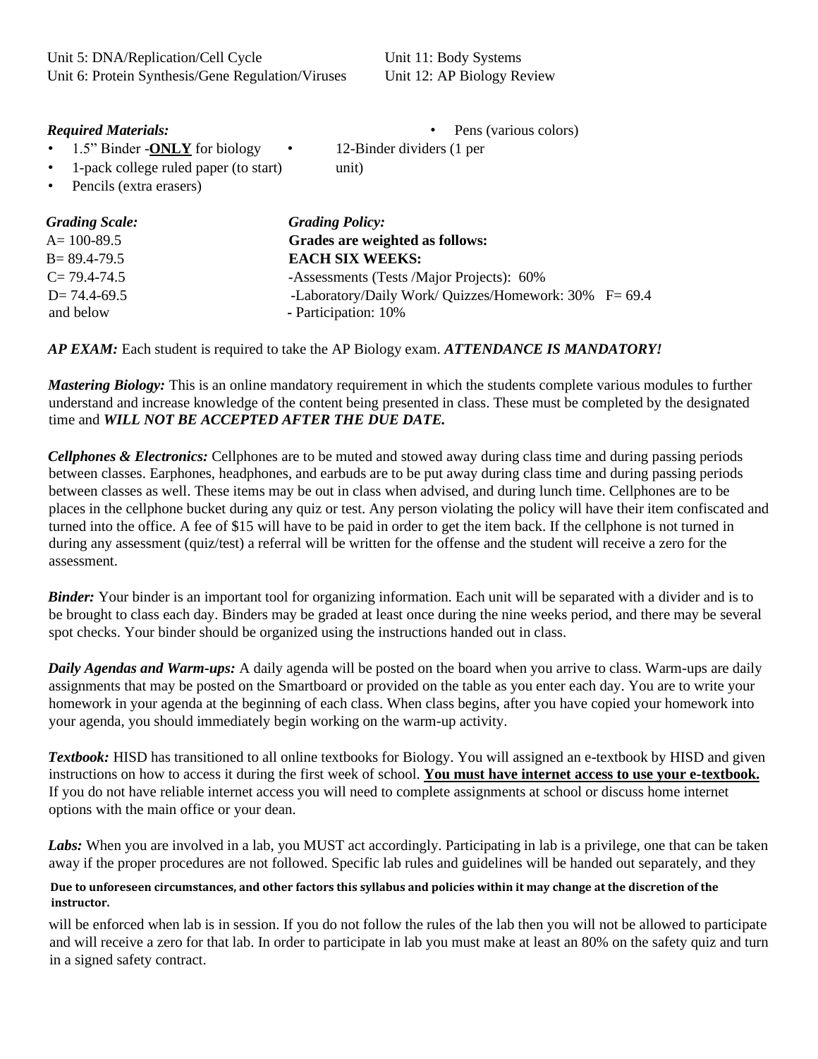Unit 5: DNA/Replication/Cell Cycle
Unit 6: Protein Synthesis/Gene Regulation/Viruses
Unit 11: Body Systems
Unit 12: AP Biology Review

***Required Materials:***

- 1.5" Binder -**ONLY** for biology
- 1-pack college ruled paper (to start)
- Pencils (extra erasers)
- 12-Binder dividers (1 per unit)
- Pens (various colors)

***Grading Scale:***

A= 100-89.5
B= 89.4-79.5
C= 79.4-74.5
D= 74.4-69.5
F= 69.4 and below

***Grading Policy:***

**Grades are weighted as follows:**
**EACH SIX WEEKS:**
-Assessments (Tests /Major Projects): 60%
-Laboratory/Daily Work/ Quizzes/Homework: 30%
- Participation: 10%

***AP EXAM:*** Each student is required to take the AP Biology exam. ***ATTENDANCE IS MANDATORY!***

***Mastering Biology:*** This is an online mandatory requirement in which the students complete various modules to further understand and increase knowledge of the content being presented in class. These must be completed by the designated time and ***WILL NOT BE ACCEPTED AFTER THE DUE DATE.***

***Cellphones & Electronics:*** Cellphones are to be muted and stowed away during class time and during passing periods between classes. Earphones, headphones, and earbuds are to be put away during class time and during passing periods between classes as well. These items may be out in class when advised, and during lunch time. Cellphones are to be places in the cellphone bucket during any quiz or test. Any person violating the policy will have their item confiscated and turned into the office. A fee of $15 will have to be paid in order to get the item back. If the cellphone is not turned in during any assessment (quiz/test) a referral will be written for the offense and the student will receive a zero for the assessment.

***Binder:*** Your binder is an important tool for organizing information. Each unit will be separated with a divider and is to be brought to class each day. Binders may be graded at least once during the nine weeks period, and there may be several spot checks. Your binder should be organized using the instructions handed out in class.

***Daily Agendas and Warm-ups:*** A daily agenda will be posted on the board when you arrive to class. Warm-ups are daily assignments that may be posted on the Smartboard or provided on the table as you enter each day. You are to write your homework in your agenda at the beginning of each class. When class begins, after you have copied your homework into your agenda, you should immediately begin working on the warm-up activity.

***Textbook:*** HISD has transitioned to all online textbooks for Biology. You will assigned an e-textbook by HISD and given instructions on how to access it during the first week of school. **<u>You must have internet access to use your e-textbook.</u>** If you do not have reliable internet access you will need to complete assignments at school or discuss home internet options with the main office or your dean.

***Labs:*** When you are involved in a lab, you MUST act accordingly. Participating in lab is a privilege, one that can be taken away if the proper procedures are not followed. Specific lab rules and guidelines will be handed out separately, and they will be enforced when lab is in session. If you do not follow the rules of the lab then you will not be allowed to participate and will receive a zero for that lab. In order to participate in lab you must make at least an 80% on the safety quiz and turn in a signed safety contract.

**Due to unforeseen circumstances, and other factors this syllabus and policies within it may change at the discretion of the instructor.**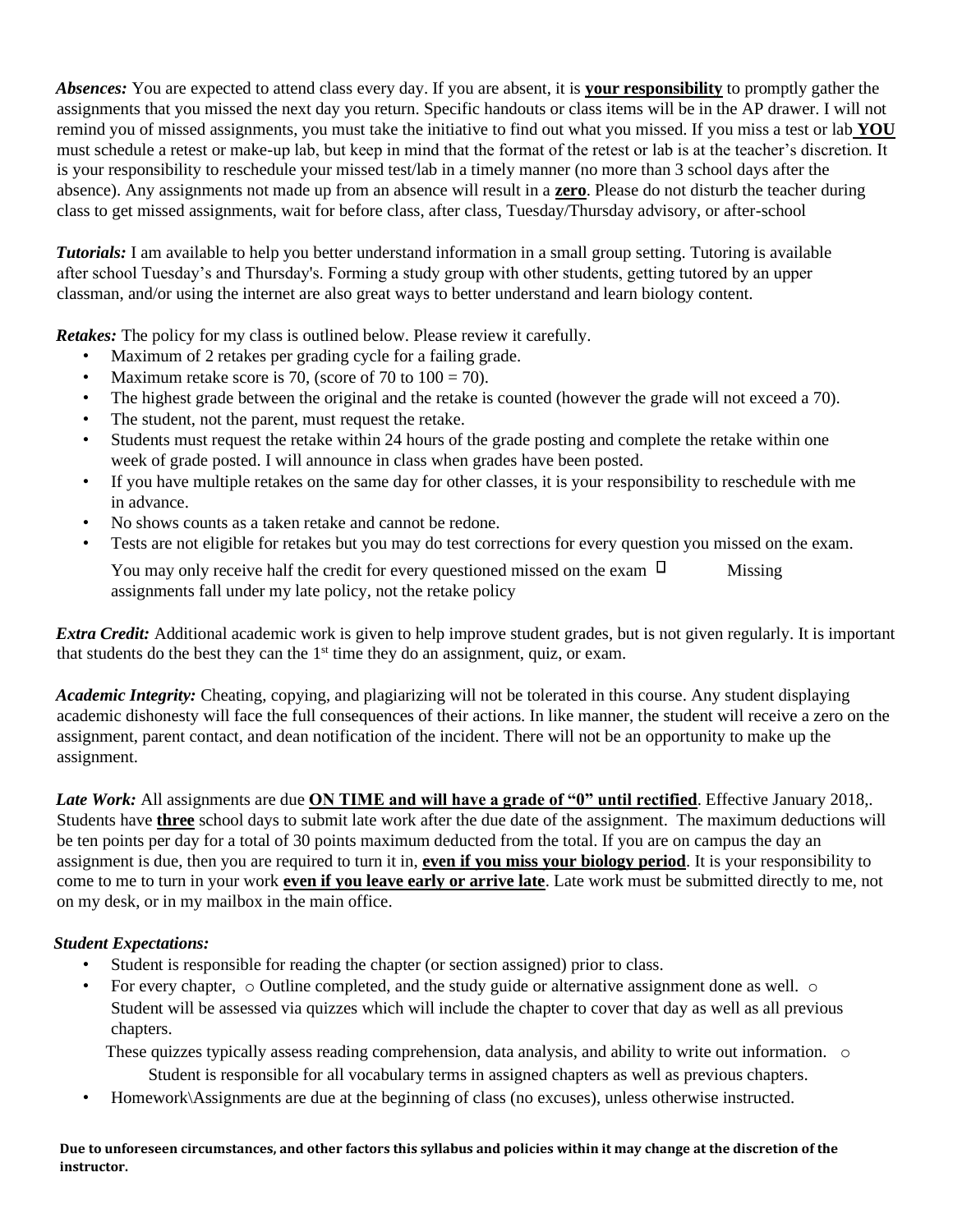***Absences:*** You are expected to attend class every day. If you are absent, it is **<u>your responsibility</u>** to promptly gather the assignments that you missed the next day you return. Specific handouts or class items will be in the AP drawer. I will not remind you of missed assignments, you must take the initiative to find out what you missed. If you miss a test or lab **<u>YOU</u>** must schedule a retest or make-up lab, but keep in mind that the format of the retest or lab is at the teacher's discretion. It is your responsibility to reschedule your missed test/lab in a timely manner (no more than 3 school days after the absence). Any assignments not made up from an absence will result in a **<u>zero</u>**. Please do not disturb the teacher during class to get missed assignments, wait for before class, after class, Tuesday/Thursday advisory, or after-school

***Tutorials:*** I am available to help you better understand information in a small group setting. Tutoring is available after school Tuesday's and Thursday's. Forming a study group with other students, getting tutored by an upper classman, and/or using the internet are also great ways to better understand and learn biology content.

***Retakes:*** The policy for my class is outlined below. Please review it carefully.

- Maximum of 2 retakes per grading cycle for a failing grade.
- Maximum retake score is 70, (score of 70 to 100 = 70).
- The highest grade between the original and the retake is counted (however the grade will not exceed a 70).
- The student, not the parent, must request the retake.
- Students must request the retake within 24 hours of the grade posting and complete the retake within one week of grade posted. I will announce in class when grades have been posted.
- If you have multiple retakes on the same day for other classes, it is your responsibility to reschedule with me in advance.
- No shows counts as a taken retake and cannot be redone.
- Tests are not eligible for retakes but you may do test corrections for every question you missed on the exam. You may only receive half the credit for every questioned missed on the exam
- Missing assignments fall under my late policy, not the retake policy

***Extra Credit:*** Additional academic work is given to help improve student grades, but is not given regularly. It is important that students do the best they can the 1st time they do an assignment, quiz, or exam.

***Academic Integrity:*** Cheating, copying, and plagiarizing will not be tolerated in this course. Any student displaying academic dishonesty will face the full consequences of their actions. In like manner, the student will receive a zero on the assignment, parent contact, and dean notification of the incident. There will not be an opportunity to make up the assignment.

***Late Work:*** All assignments are due **<u>ON TIME and will have a grade of "0" until rectified</u>**. Effective January 2018,. Students have **<u>three</u>** school days to submit late work after the due date of the assignment. The maximum deductions will be ten points per day for a total of 30 points maximum deducted from the total. If you are on campus the day an assignment is due, then you are required to turn it in, **<u>even if you miss your biology period</u>**. It is your responsibility to come to me to turn in your work **<u>even if you leave early or arrive late</u>**. Late work must be submitted directly to me, not on my desk, or in my mailbox in the main office.

***Student Expectations:***

- Student is responsible for reading the chapter (or section assigned) prior to class.
- For every chapter,
  - Outline completed, and the study guide or alternative assignment done as well.
  - Student will be assessed via quizzes which will include the chapter to cover that day as well as all previous chapters. These quizzes typically assess reading comprehension, data analysis, and ability to write out information.
  - Student is responsible for all vocabulary terms in assigned chapters as well as previous chapters.
- Homework\Assignments are due at the beginning of class (no excuses), unless otherwise instructed.

**Due to unforeseen circumstances, and other factors this syllabus and policies within it may change at the discretion of the instructor.**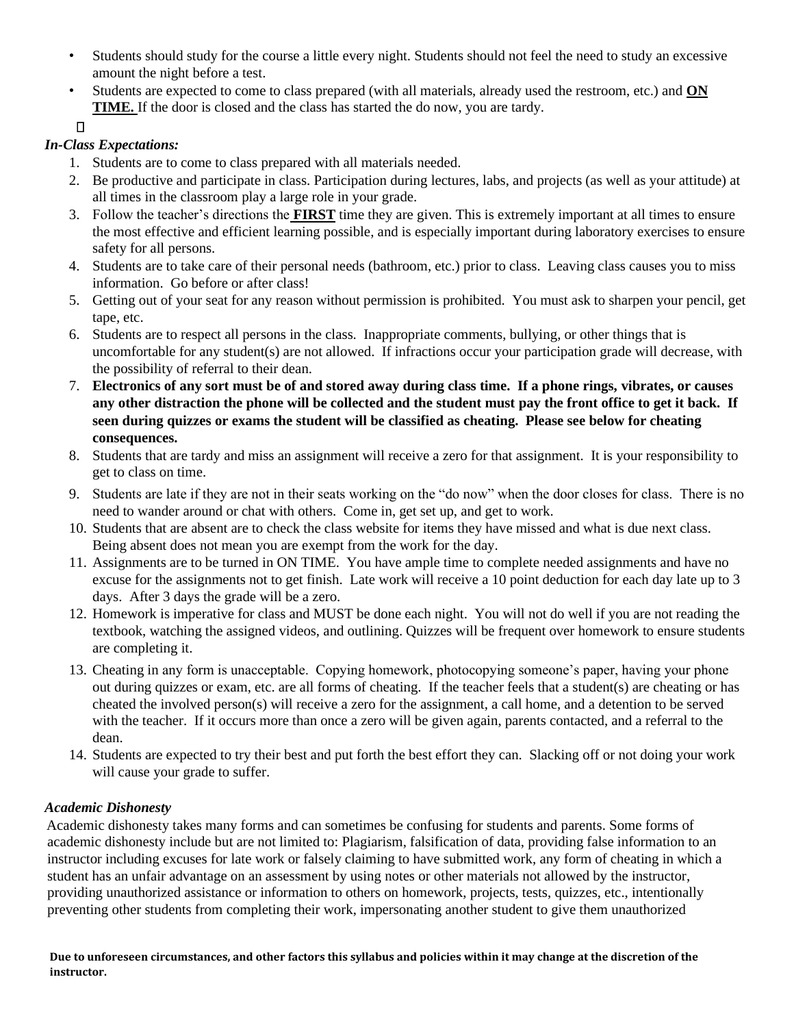- Students should study for the course a little every night. Students should not feel the need to study an excessive amount the night before a test.
- Students are expected to come to class prepared (with all materials, already used the restroom, etc.) and **ON TIME.** If the door is closed and the class has started the do now, you are tardy.

***In-Class Expectations:***

1. Students are to come to class prepared with all materials needed.
2. Be productive and participate in class. Participation during lectures, labs, and projects (as well as your attitude) at all times in the classroom play a large role in your grade.
3. Follow the teacher's directions the **FIRST** time they are given. This is extremely important at all times to ensure the most effective and efficient learning possible, and is especially important during laboratory exercises to ensure safety for all persons.
4. Students are to take care of their personal needs (bathroom, etc.) prior to class. Leaving class causes you to miss information. Go before or after class!
5. Getting out of your seat for any reason without permission is prohibited. You must ask to sharpen your pencil, get tape, etc.
6. Students are to respect all persons in the class. Inappropriate comments, bullying, or other things that is uncomfortable for any student(s) are not allowed. If infractions occur your participation grade will decrease, with the possibility of referral to their dean.
7. **Electronics of any sort must be of and stored away during class time. If a phone rings, vibrates, or causes any other distraction the phone will be collected and the student must pay the front office to get it back. If seen during quizzes or exams the student will be classified as cheating. Please see below for cheating consequences.**
8. Students that are tardy and miss an assignment will receive a zero for that assignment. It is your responsibility to get to class on time.
9. Students are late if they are not in their seats working on the "do now" when the door closes for class. There is no need to wander around or chat with others. Come in, get set up, and get to work.
10. Students that are absent are to check the class website for items they have missed and what is due next class. Being absent does not mean you are exempt from the work for the day.
11. Assignments are to be turned in ON TIME. You have ample time to complete needed assignments and have no excuse for the assignments not to get finish. Late work will receive a 10 point deduction for each day late up to 3 days. After 3 days the grade will be a zero.
12. Homework is imperative for class and MUST be done each night. You will not do well if you are not reading the textbook, watching the assigned videos, and outlining. Quizzes will be frequent over homework to ensure students are completing it.
13. Cheating in any form is unacceptable. Copying homework, photocopying someone's paper, having your phone out during quizzes or exam, etc. are all forms of cheating. If the teacher feels that a student(s) are cheating or has cheated the involved person(s) will receive a zero for the assignment, a call home, and a detention to be served with the teacher. If it occurs more than once a zero will be given again, parents contacted, and a referral to the dean.
14. Students are expected to try their best and put forth the best effort they can. Slacking off or not doing your work will cause your grade to suffer.

***Academic Dishonesty***

Academic dishonesty takes many forms and can sometimes be confusing for students and parents. Some forms of academic dishonesty include but are not limited to: Plagiarism, falsification of data, providing false information to an instructor including excuses for late work or falsely claiming to have submitted work, any form of cheating in which a student has an unfair advantage on an assessment by using notes or other materials not allowed by the instructor, providing unauthorized assistance or information to others on homework, projects, tests, quizzes, etc., intentionally preventing other students from completing their work, impersonating another student to give them unauthorized

**Due to unforeseen circumstances, and other factors this syllabus and policies within it may change at the discretion of the instructor.**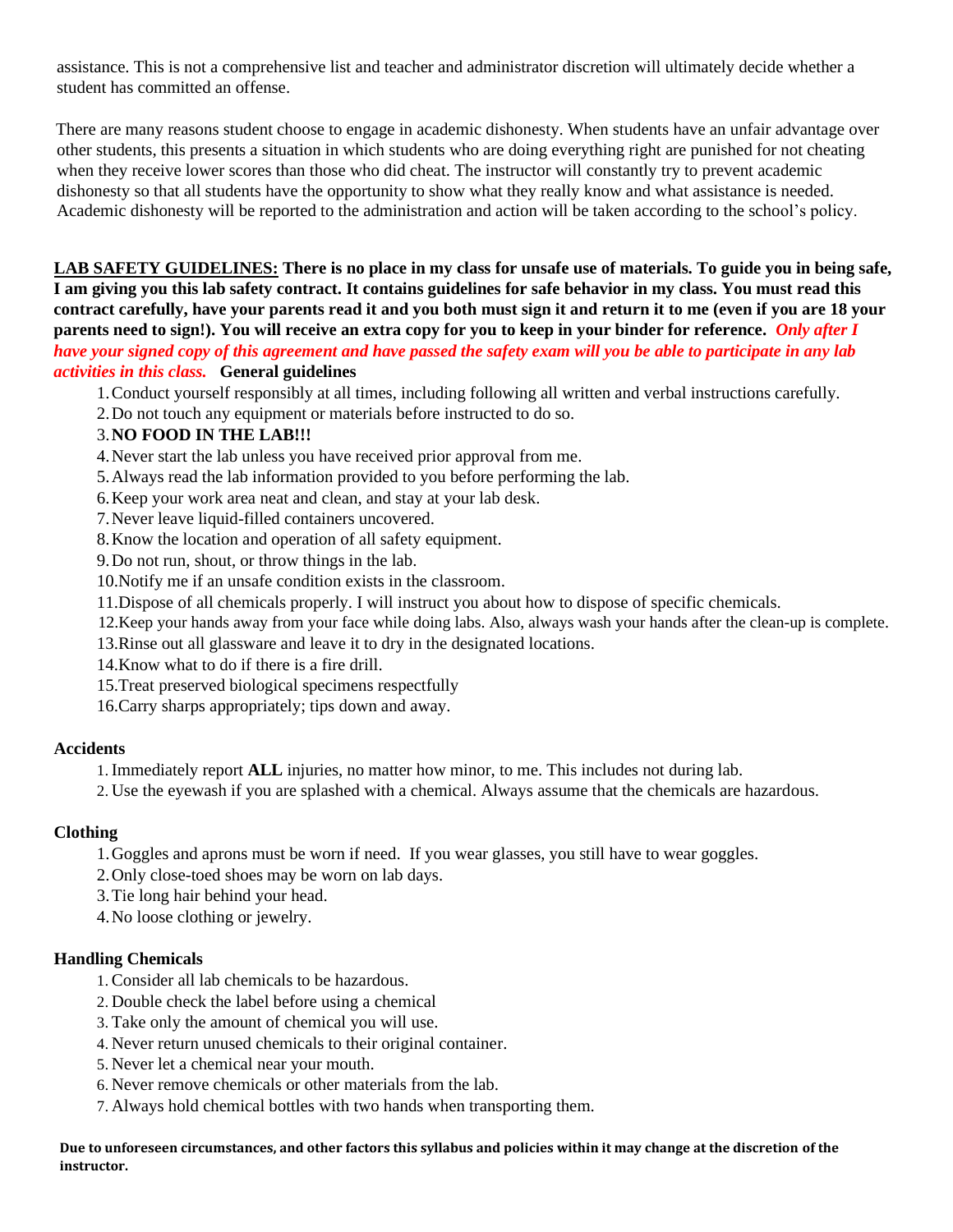assistance. This is not a comprehensive list and teacher and administrator discretion will ultimately decide whether a student has committed an offense.

There are many reasons student choose to engage in academic dishonesty. When students have an unfair advantage over other students, this presents a situation in which students who are doing everything right are punished for not cheating when they receive lower scores than those who did cheat. The instructor will constantly try to prevent academic dishonesty so that all students have the opportunity to show what they really know and what assistance is needed. Academic dishonesty will be reported to the administration and action will be taken according to the school's policy.

**LAB SAFETY GUIDELINES: There is no place in my class for unsafe use of materials. To guide you in being safe, I am giving you this lab safety contract. It contains guidelines for safe behavior in my class. You must read this contract carefully, have your parents read it and you both must sign it and return it to me (even if you are 18 your parents need to sign!). You will receive an extra copy for you to keep in your binder for reference.** ***Only after I have your signed copy of this agreement and have passed the safety exam will you be able to participate in any lab activities in this class.*** **General guidelines**

1. Conduct yourself responsibly at all times, including following all written and verbal instructions carefully.
2. Do not touch any equipment or materials before instructed to do so.
3. **NO FOOD IN THE LAB!!!**
4. Never start the lab unless you have received prior approval from me.
5. Always read the lab information provided to you before performing the lab.
6. Keep your work area neat and clean, and stay at your lab desk.
7. Never leave liquid-filled containers uncovered.
8. Know the location and operation of all safety equipment.
9. Do not run, shout, or throw things in the lab.
10. Notify me if an unsafe condition exists in the classroom.
11. Dispose of all chemicals properly. I will instruct you about how to dispose of specific chemicals.
12. Keep your hands away from your face while doing labs. Also, always wash your hands after the clean-up is complete.
13. Rinse out all glassware and leave it to dry in the designated locations.
14. Know what to do if there is a fire drill.
15. Treat preserved biological specimens respectfully
16. Carry sharps appropriately; tips down and away.

**Accidents**

1. Immediately report **ALL** injuries, no matter how minor, to me. This includes not during lab.
2. Use the eyewash if you are splashed with a chemical. Always assume that the chemicals are hazardous.

**Clothing**

1. Goggles and aprons must be worn if need. If you wear glasses, you still have to wear goggles.
2. Only close-toed shoes may be worn on lab days.
3. Tie long hair behind your head.
4. No loose clothing or jewelry.

**Handling Chemicals**

1. Consider all lab chemicals to be hazardous.
2. Double check the label before using a chemical
3. Take only the amount of chemical you will use.
4. Never return unused chemicals to their original container.
5. Never let a chemical near your mouth.
6. Never remove chemicals or other materials from the lab.
7. Always hold chemical bottles with two hands when transporting them.

**Due to unforeseen circumstances, and other factors this syllabus and policies within it may change at the discretion of the instructor.**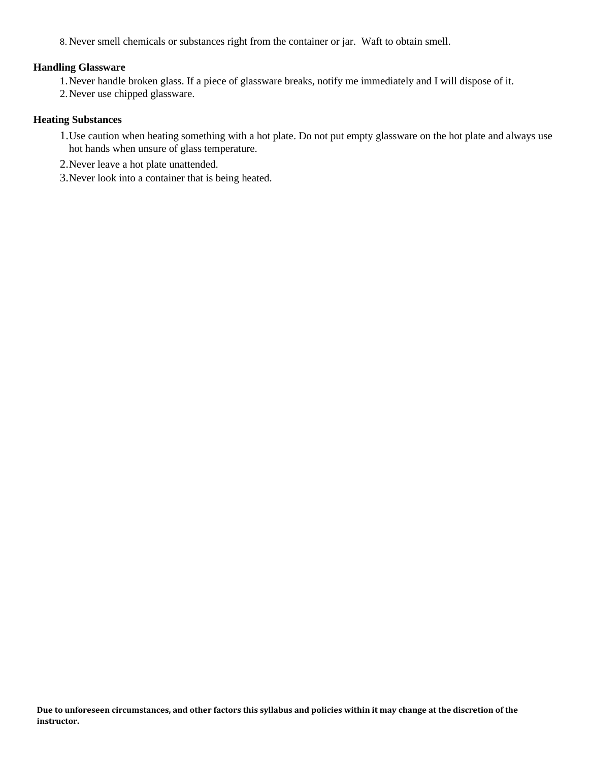8. Never smell chemicals or substances right from the container or jar. Waft to obtain smell.

**Handling Glassware**

1. Never handle broken glass. If a piece of glassware breaks, notify me immediately and I will dispose of it.
2. Never use chipped glassware.

**Heating Substances**

1. Use caution when heating something with a hot plate. Do not put empty glassware on the hot plate and always use hot hands when unsure of glass temperature.
2. Never leave a hot plate unattended.
3. Never look into a container that is being heated.

**Due to unforeseen circumstances, and other factors this syllabus and policies within it may change at the discretion of the instructor.**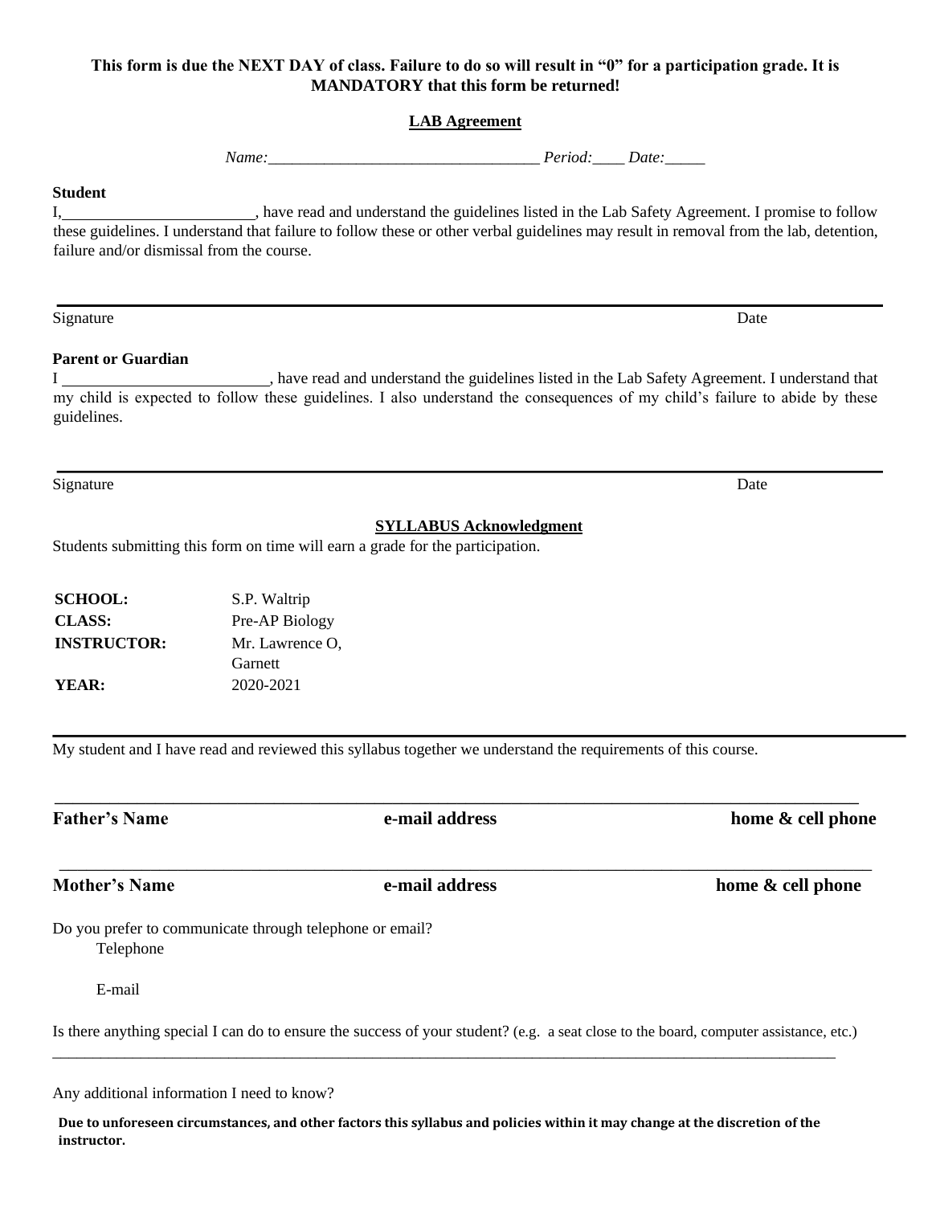**This form is due the NEXT DAY of class. Failure to do so will result in "0" for a participation grade. It is MANDATORY that this form be returned!**

**LAB Agreement**

*Name:__________________________________ Period:____ Date:_____*

**Student**

I,________________________, have read and understand the guidelines listed in the Lab Safety Agreement. I promise to follow these guidelines. I understand that failure to follow these or other verbal guidelines may result in removal from the lab, detention, failure and/or dismissal from the course.

______________________________________________________________________________

Signature Date

**Parent or Guardian**

I __________________________, have read and understand the guidelines listed in the Lab Safety Agreement. I understand that my child is expected to follow these guidelines. I also understand the consequences of my child's failure to abide by these guidelines.

______________________________________________________________________________

Signature Date

**SYLLABUS Acknowledgment**

Students submitting this form on time will earn a grade for the participation.

| | |
|---|---|
| **SCHOOL:** | S.P. Waltrip |
| **CLASS:** | Pre-AP Biology |
| **INSTRUCTOR:** | Mr. Lawrence O, Garnett |
| **YEAR:** | 2020-2021 |

______________________________________________________________________________

My student and I have read and reviewed this syllabus together we understand the requirements of this course.

______________________________________________________________________________

**Father's Name** **e-mail address** **home & cell phone**

______________________________________________________________________________

**Mother's Name** **e-mail address** **home & cell phone**

Do you prefer to communicate through telephone or email?

Telephone

E-mail

Is there anything special I can do to ensure the success of your student? (e.g. a seat close to the board, computer assistance, etc.)

______________________________________________________________________________

Any additional information I need to know?

**Due to unforeseen circumstances, and other factors this syllabus and policies within it may change at the discretion of the instructor.**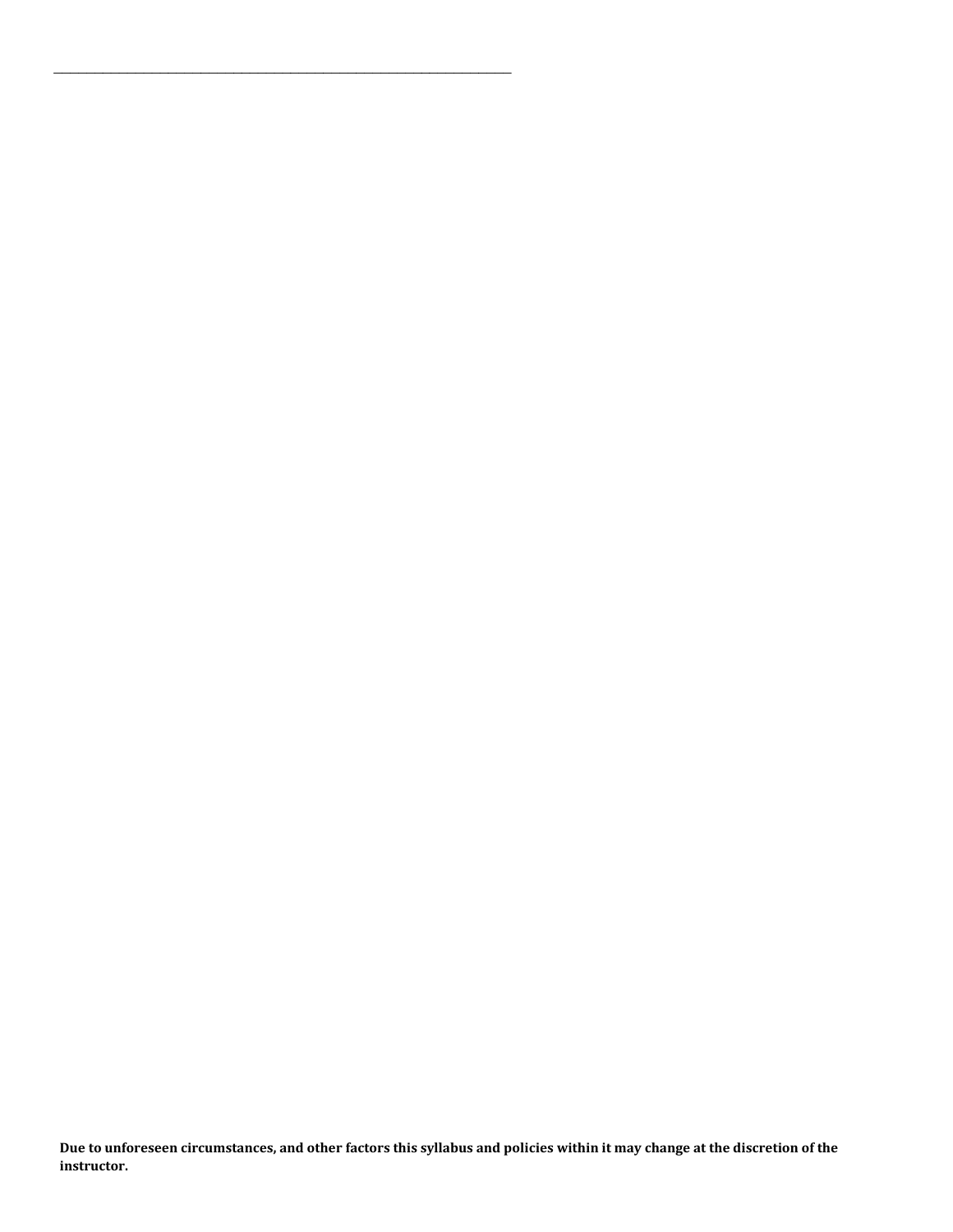**Due to unforeseen circumstances, and other factors this syllabus and policies within it may change at the discretion of the instructor.**